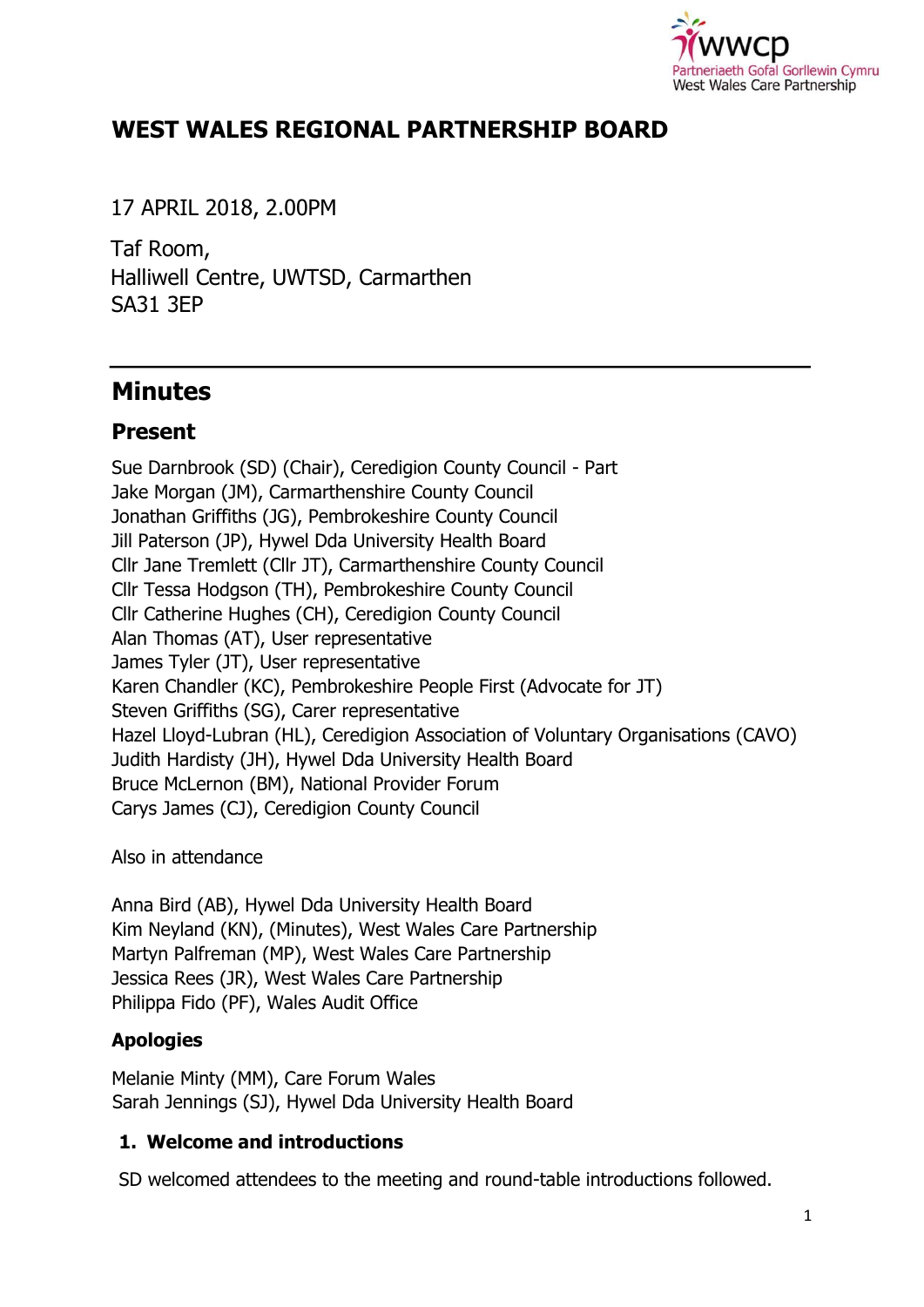wwcp
Partneriaeth Gofal Gorllewin Cymru
West Wales Care Partnership

# WEST WALES REGIONAL PARTNERSHIP BOARD

17 APRIL 2018, 2.00PM

Taf Room,
Halliwell Centre, UWTSD, Carmarthen
SA31 3EP

---

## Minutes

### Present

Sue Darnbrook (SD) (Chair), Ceredigion County Council - Part
Jake Morgan (JM), Carmarthenshire County Council
Jonathan Griffiths (JG), Pembrokeshire County Council
Jill Paterson (JP), Hywel Dda University Health Board
Cllr Jane Tremlett (Cllr JT), Carmarthenshire County Council
Cllr Tessa Hodgson (TH), Pembrokeshire County Council
Cllr Catherine Hughes (CH), Ceredigion County Council
Alan Thomas (AT), User representative
James Tyler (JT), User representative
Karen Chandler (KC), Pembrokeshire People First (Advocate for JT)
Steven Griffiths (SG), Carer representative
Hazel Lloyd-Lubran (HL), Ceredigion Association of Voluntary Organisations (CAVO)
Judith Hardisty (JH), Hywel Dda University Health Board
Bruce McLernon (BM), National Provider Forum
Carys James (CJ), Ceredigion County Council

Also in attendance

Anna Bird (AB), Hywel Dda University Health Board
Kim Neyland (KN), (Minutes), West Wales Care Partnership
Martyn Palfreman (MP), West Wales Care Partnership
Jessica Rees (JR), West Wales Care Partnership
Philippa Fido (PF), Wales Audit Office

### Apologies

Melanie Minty (MM), Care Forum Wales
Sarah Jennings (SJ), Hywel Dda University Health Board

#### 1. Welcome and introductions

SD welcomed attendees to the meeting and round-table introductions followed.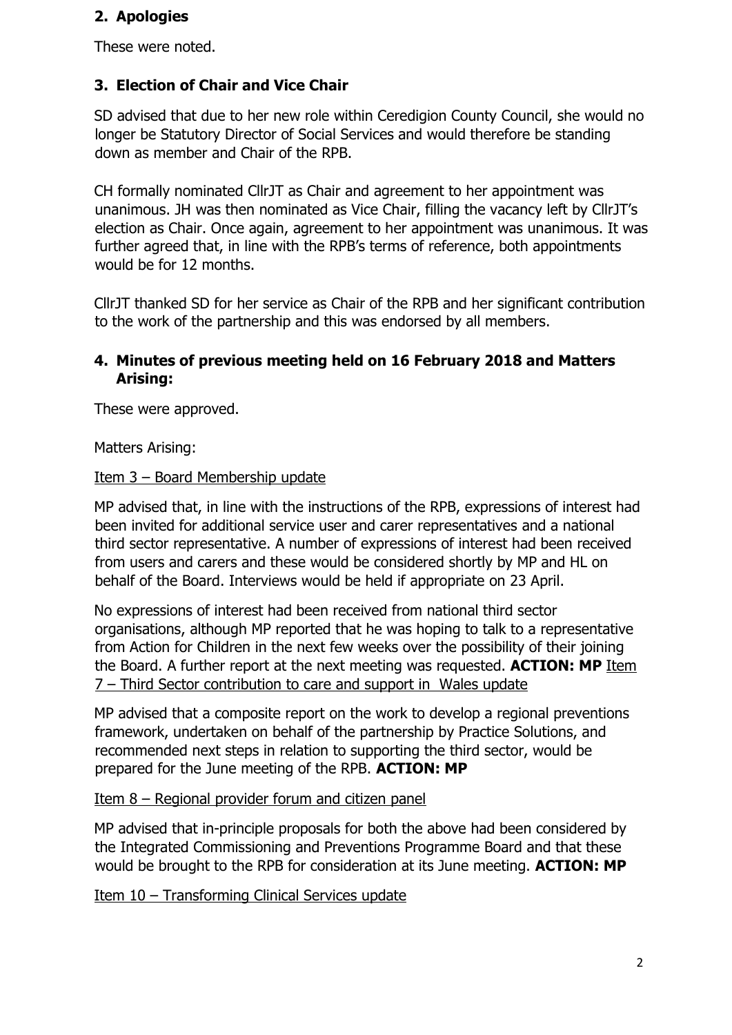## 2. Apologies

These were noted.

## 3. Election of Chair and Vice Chair

SD advised that due to her new role within Ceredigion County Council, she would no longer be Statutory Director of Social Services and would therefore be standing down as member and Chair of the RPB.

CH formally nominated CllrJT as Chair and agreement to her appointment was unanimous. JH was then nominated as Vice Chair, filling the vacancy left by CllrJT's election as Chair. Once again, agreement to her appointment was unanimous. It was further agreed that, in line with the RPB's terms of reference, both appointments would be for 12 months.

CllrJT thanked SD for her service as Chair of the RPB and her significant contribution to the work of the partnership and this was endorsed by all members.

## 4. Minutes of previous meeting held on 16 February 2018 and Matters Arising:

These were approved.

Matters Arising:

Item 3 – Board Membership update

MP advised that, in line with the instructions of the RPB, expressions of interest had been invited for additional service user and carer representatives and a national third sector representative. A number of expressions of interest had been received from users and carers and these would be considered shortly by MP and HL on behalf of the Board. Interviews would be held if appropriate on 23 April.

No expressions of interest had been received from national third sector organisations, although MP reported that he was hoping to talk to a representative from Action for Children in the next few weeks over the possibility of their joining the Board. A further report at the next meeting was requested. **ACTION: MP**

Item 7 – Third Sector contribution to care and support in Wales update

MP advised that a composite report on the work to develop a regional preventions framework, undertaken on behalf of the partnership by Practice Solutions, and recommended next steps in relation to supporting the third sector, would be prepared for the June meeting of the RPB. **ACTION: MP**

Item 8 – Regional provider forum and citizen panel

MP advised that in-principle proposals for both the above had been considered by the Integrated Commissioning and Preventions Programme Board and that these would be brought to the RPB for consideration at its June meeting. **ACTION: MP**

Item 10 – Transforming Clinical Services update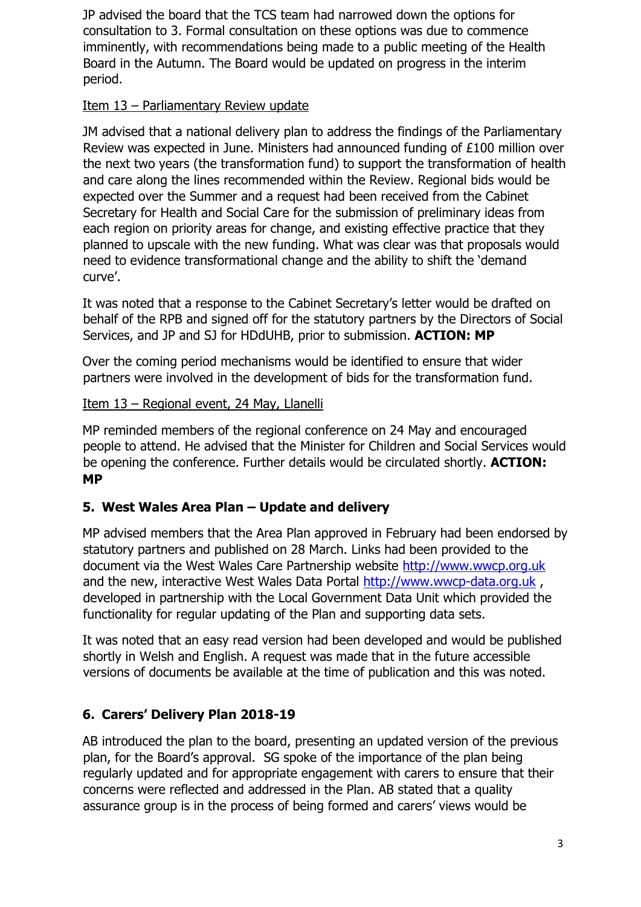JP advised the board that the TCS team had narrowed down the options for consultation to 3. Formal consultation on these options was due to commence imminently, with recommendations being made to a public meeting of the Health Board in the Autumn. The Board would be updated on progress in the interim period.

Item 13 – Parliamentary Review update

JM advised that a national delivery plan to address the findings of the Parliamentary Review was expected in June. Ministers had announced funding of £100 million over the next two years (the transformation fund) to support the transformation of health and care along the lines recommended within the Review. Regional bids would be expected over the Summer and a request had been received from the Cabinet Secretary for Health and Social Care for the submission of preliminary ideas from each region on priority areas for change, and existing effective practice that they planned to upscale with the new funding. What was clear was that proposals would need to evidence transformational change and the ability to shift the 'demand curve'.

It was noted that a response to the Cabinet Secretary's letter would be drafted on behalf of the RPB and signed off for the statutory partners by the Directors of Social Services, and JP and SJ for HDdUHB, prior to submission. **ACTION: MP**

Over the coming period mechanisms would be identified to ensure that wider partners were involved in the development of bids for the transformation fund.

Item 13 – Regional event, 24 May, Llanelli

MP reminded members of the regional conference on 24 May and encouraged people to attend. He advised that the Minister for Children and Social Services would be opening the conference. Further details would be circulated shortly. **ACTION: MP**

## 5. West Wales Area Plan – Update and delivery

MP advised members that the Area Plan approved in February had been endorsed by statutory partners and published on 28 March. Links had been provided to the document via the West Wales Care Partnership website http://www.wwcp.org.uk and the new, interactive West Wales Data Portal http://www.wwcp-data.org.uk , developed in partnership with the Local Government Data Unit which provided the functionality for regular updating of the Plan and supporting data sets.

It was noted that an easy read version had been developed and would be published shortly in Welsh and English. A request was made that in the future accessible versions of documents be available at the time of publication and this was noted.

## 6. Carers' Delivery Plan 2018-19

AB introduced the plan to the board, presenting an updated version of the previous plan, for the Board's approval. SG spoke of the importance of the plan being regularly updated and for appropriate engagement with carers to ensure that their concerns were reflected and addressed in the Plan. AB stated that a quality assurance group is in the process of being formed and carers' views would be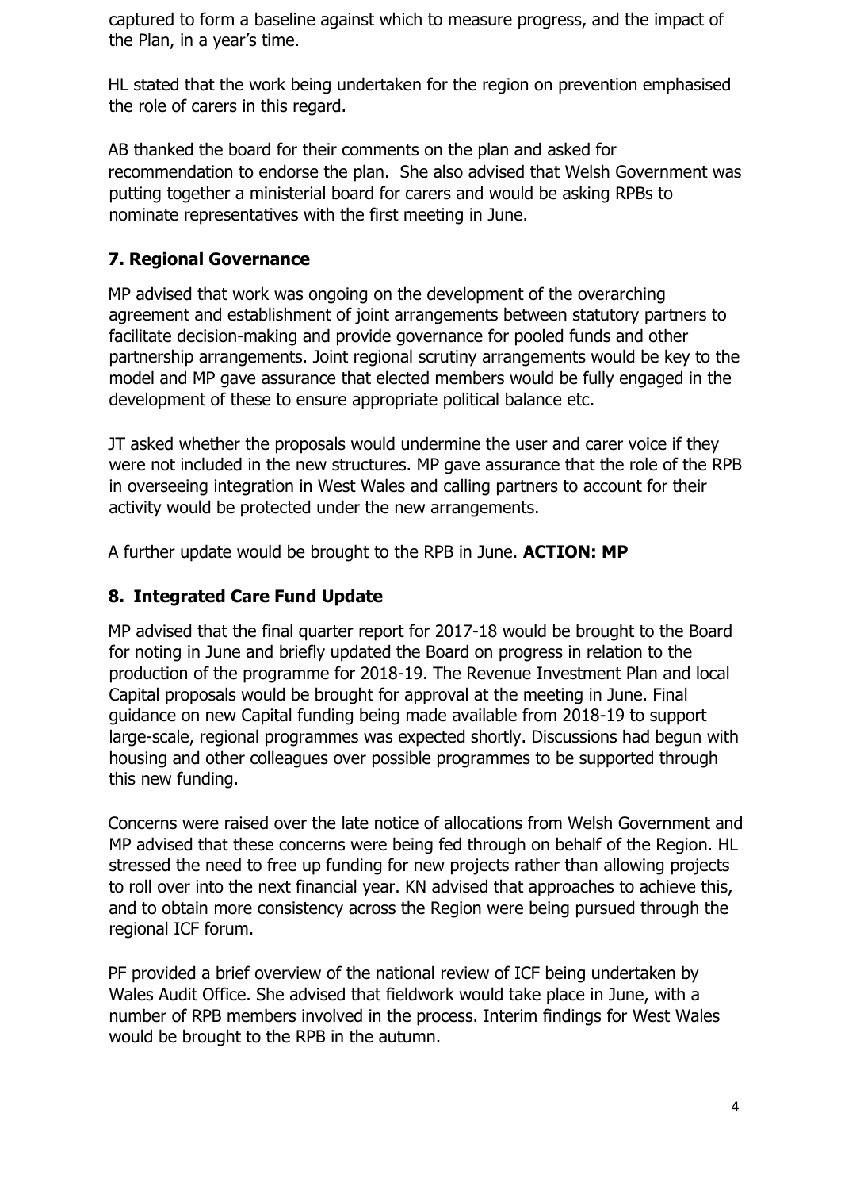captured to form a baseline against which to measure progress, and the impact of the Plan, in a year's time.

HL stated that the work being undertaken for the region on prevention emphasised the role of carers in this regard.

AB thanked the board for their comments on the plan and asked for recommendation to endorse the plan. She also advised that Welsh Government was putting together a ministerial board for carers and would be asking RPBs to nominate representatives with the first meeting in June.

## 7. Regional Governance

MP advised that work was ongoing on the development of the overarching agreement and establishment of joint arrangements between statutory partners to facilitate decision-making and provide governance for pooled funds and other partnership arrangements. Joint regional scrutiny arrangements would be key to the model and MP gave assurance that elected members would be fully engaged in the development of these to ensure appropriate political balance etc.

JT asked whether the proposals would undermine the user and carer voice if they were not included in the new structures. MP gave assurance that the role of the RPB in overseeing integration in West Wales and calling partners to account for their activity would be protected under the new arrangements.

A further update would be brought to the RPB in June. **ACTION: MP**

## 8. Integrated Care Fund Update

MP advised that the final quarter report for 2017-18 would be brought to the Board for noting in June and briefly updated the Board on progress in relation to the production of the programme for 2018-19. The Revenue Investment Plan and local Capital proposals would be brought for approval at the meeting in June. Final guidance on new Capital funding being made available from 2018-19 to support large-scale, regional programmes was expected shortly. Discussions had begun with housing and other colleagues over possible programmes to be supported through this new funding.

Concerns were raised over the late notice of allocations from Welsh Government and MP advised that these concerns were being fed through on behalf of the Region. HL stressed the need to free up funding for new projects rather than allowing projects to roll over into the next financial year. KN advised that approaches to achieve this, and to obtain more consistency across the Region were being pursued through the regional ICF forum.

PF provided a brief overview of the national review of ICF being undertaken by Wales Audit Office. She advised that fieldwork would take place in June, with a number of RPB members involved in the process. Interim findings for West Wales would be brought to the RPB in the autumn.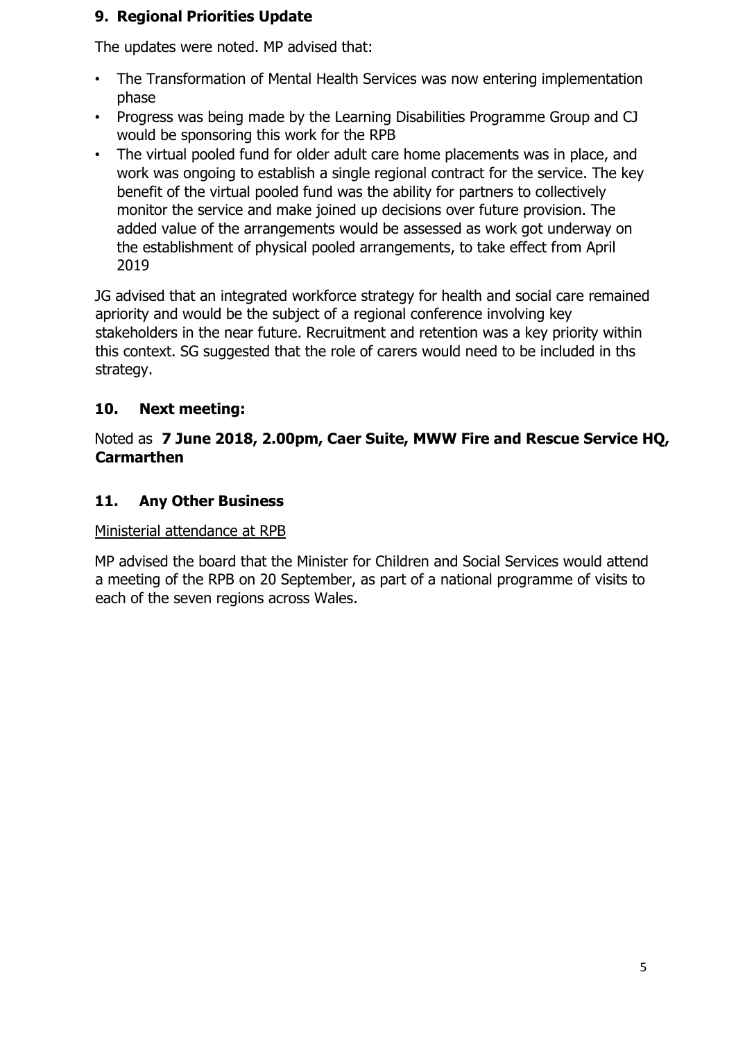## 9. Regional Priorities Update

The updates were noted. MP advised that:

- The Transformation of Mental Health Services was now entering implementation phase
- Progress was being made by the Learning Disabilities Programme Group and CJ would be sponsoring this work for the RPB
- The virtual pooled fund for older adult care home placements was in place, and work was ongoing to establish a single regional contract for the service. The key benefit of the virtual pooled fund was the ability for partners to collectively monitor the service and make joined up decisions over future provision. The added value of the arrangements would be assessed as work got underway on the establishment of physical pooled arrangements, to take effect from April 2019

JG advised that an integrated workforce strategy for health and social care remained apriority and would be the subject of a regional conference involving key stakeholders in the near future. Recruitment and retention was a key priority within this context. SG suggested that the role of carers would need to be included in ths strategy.

## 10. Next meeting:

Noted as **7 June 2018, 2.00pm, Caer Suite, MWW Fire and Rescue Service HQ, Carmarthen**

## 11. Any Other Business

Ministerial attendance at RPB

MP advised the board that the Minister for Children and Social Services would attend a meeting of the RPB on 20 September, as part of a national programme of visits to each of the seven regions across Wales.